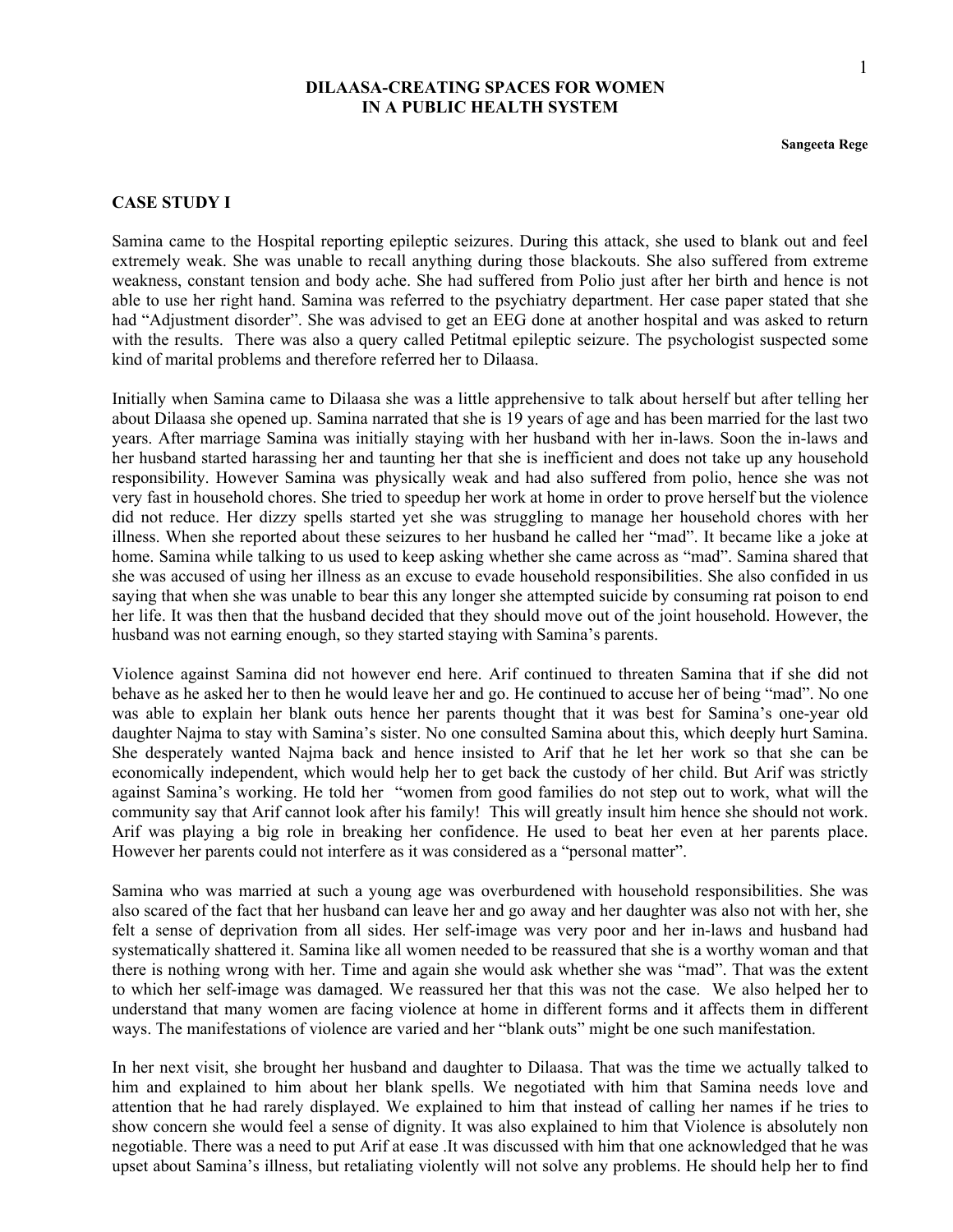# DILAASA-CREATING SPACES FOR WOMEN IN A PUBLIC HEALTH SYSTEM

**Sangeeta Rege**

## CASE STUDY I

Samina came to the Hospital reporting epileptic seizures. During this attack, she used to blank out and feel extremely weak. She was unable to recall anything during those blackouts. She also suffered from extreme weakness, constant tension and body ache. She had suffered from Polio just after her birth and hence is not able to use her right hand. Samina was referred to the psychiatry department. Her case paper stated that she had "Adjustment disorder". She was advised to get an EEG done at another hospital and was asked to return with the results. There was also a query called Petitmal epileptic seizure. The psychologist suspected some kind of marital problems and therefore referred her to Dilaasa.

Initially when Samina came to Dilaasa she was a little apprehensive to talk about herself but after telling her about Dilaasa she opened up. Samina narrated that she is 19 years of age and has been married for the last two years. After marriage Samina was initially staying with her husband with her in-laws. Soon the in-laws and her husband started harassing her and taunting her that she is inefficient and does not take up any household responsibility. However Samina was physically weak and had also suffered from polio, hence she was not very fast in household chores. She tried to speedup her work at home in order to prove herself but the violence did not reduce. Her dizzy spells started yet she was struggling to manage her household chores with her illness. When she reported about these seizures to her husband he called her "mad". It became like a joke at home. Samina while talking to us used to keep asking whether she came across as "mad". Samina shared that she was accused of using her illness as an excuse to evade household responsibilities. She also confided in us saying that when she was unable to bear this any longer she attempted suicide by consuming rat poison to end her life. It was then that the husband decided that they should move out of the joint household. However, the husband was not earning enough, so they started staying with Samina's parents.

Violence against Samina did not however end here. Arif continued to threaten Samina that if she did not behave as he asked her to then he would leave her and go. He continued to accuse her of being "mad". No one was able to explain her blank outs hence her parents thought that it was best for Samina's one-year old daughter Najma to stay with Samina's sister. No one consulted Samina about this, which deeply hurt Samina. She desperately wanted Najma back and hence insisted to Arif that he let her work so that she can be economically independent, which would help her to get back the custody of her child. But Arif was strictly against Samina's working. He told her "women from good families do not step out to work, what will the community say that Arif cannot look after his family! This will greatly insult him hence she should not work. Arif was playing a big role in breaking her confidence. He used to beat her even at her parents place. However her parents could not interfere as it was considered as a "personal matter".

Samina who was married at such a young age was overburdened with household responsibilities. She was also scared of the fact that her husband can leave her and go away and her daughter was also not with her, she felt a sense of deprivation from all sides. Her self-image was very poor and her in-laws and husband had systematically shattered it. Samina like all women needed to be reassured that she is a worthy woman and that there is nothing wrong with her. Time and again she would ask whether she was "mad". That was the extent to which her self-image was damaged. We reassured her that this was not the case. We also helped her to understand that many women are facing violence at home in different forms and it affects them in different ways. The manifestations of violence are varied and her "blank outs" might be one such manifestation.

In her next visit, she brought her husband and daughter to Dilaasa. That was the time we actually talked to him and explained to him about her blank spells. We negotiated with him that Samina needs love and attention that he had rarely displayed. We explained to him that instead of calling her names if he tries to show concern she would feel a sense of dignity. It was also explained to him that Violence is absolutely non negotiable. There was a need to put Arif at ease .It was discussed with him that one acknowledged that he was upset about Samina's illness, but retaliating violently will not solve any problems. He should help her to find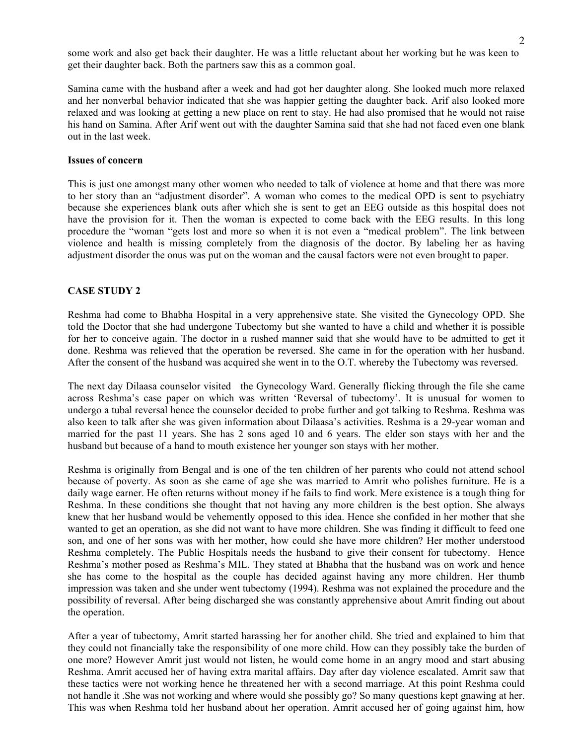some work and also get back their daughter. He was a little reluctant about her working but he was keen to get their daughter back. Both the partners saw this as a common goal.

Samina came with the husband after a week and had got her daughter along. She looked much more relaxed and her nonverbal behavior indicated that she was happier getting the daughter back. Arif also looked more relaxed and was looking at getting a new place on rent to stay. He had also promised that he would not raise his hand on Samina. After Arif went out with the daughter Samina said that she had not faced even one blank out in the last week.

**Issues of concern**

This is just one amongst many other women who needed to talk of violence at home and that there was more to her story than an "adjustment disorder". A woman who comes to the medical OPD is sent to psychiatry because she experiences blank outs after which she is sent to get an EEG outside as this hospital does not have the provision for it. Then the woman is expected to come back with the EEG results. In this long procedure the "woman "gets lost and more so when it is not even a "medical problem". The link between violence and health is missing completely from the diagnosis of the doctor. By labeling her as having adjustment disorder the onus was put on the woman and the causal factors were not even brought to paper.

**CASE STUDY 2**

Reshma had come to Bhabha Hospital in a very apprehensive state. She visited the Gynecology OPD. She told the Doctor that she had undergone Tubectomy but she wanted to have a child and whether it is possible for her to conceive again. The doctor in a rushed manner said that she would have to be admitted to get it done. Reshma was relieved that the operation be reversed. She came in for the operation with her husband. After the consent of the husband was acquired she went in to the O.T. whereby the Tubectomy was reversed.

The next day Dilaasa counselor visited the Gynecology Ward. Generally flicking through the file she came across Reshma's case paper on which was written 'Reversal of tubectomy'. It is unusual for women to undergo a tubal reversal hence the counselor decided to probe further and got talking to Reshma. Reshma was also keen to talk after she was given information about Dilaasa's activities. Reshma is a 29-year woman and married for the past 11 years. She has 2 sons aged 10 and 6 years. The elder son stays with her and the husband but because of a hand to mouth existence her younger son stays with her mother.

Reshma is originally from Bengal and is one of the ten children of her parents who could not attend school because of poverty. As soon as she came of age she was married to Amrit who polishes furniture. He is a daily wage earner. He often returns without money if he fails to find work. Mere existence is a tough thing for Reshma. In these conditions she thought that not having any more children is the best option. She always knew that her husband would be vehemently opposed to this idea. Hence she confided in her mother that she wanted to get an operation, as she did not want to have more children. She was finding it difficult to feed one son, and one of her sons was with her mother, how could she have more children? Her mother understood Reshma completely. The Public Hospitals needs the husband to give their consent for tubectomy. Hence Reshma's mother posed as Reshma's MIL. They stated at Bhabha that the husband was on work and hence she has come to the hospital as the couple has decided against having any more children. Her thumb impression was taken and she under went tubectomy (1994). Reshma was not explained the procedure and the possibility of reversal. After being discharged she was constantly apprehensive about Amrit finding out about the operation.

After a year of tubectomy, Amrit started harassing her for another child. She tried and explained to him that they could not financially take the responsibility of one more child. How can they possibly take the burden of one more? However Amrit just would not listen, he would come home in an angry mood and start abusing Reshma. Amrit accused her of having extra marital affairs. Day after day violence escalated. Amrit saw that these tactics were not working hence he threatened her with a second marriage. At this point Reshma could not handle it .She was not working and where would she possibly go? So many questions kept gnawing at her. This was when Reshma told her husband about her operation. Amrit accused her of going against him, how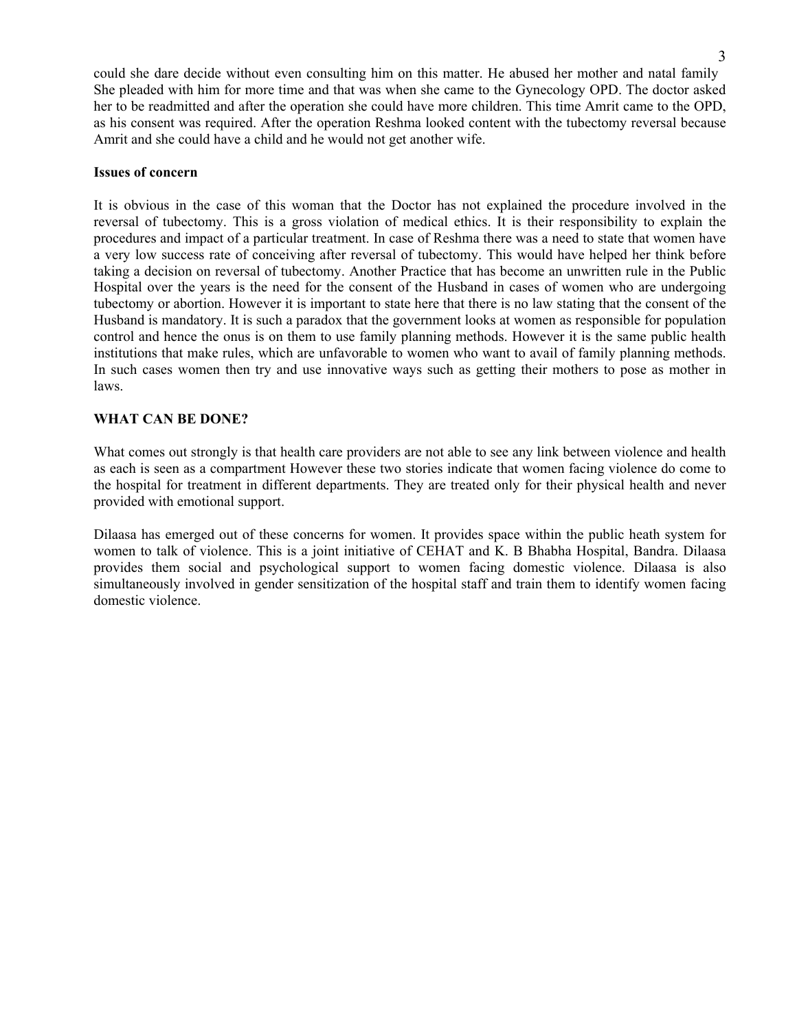could she dare decide without even consulting him on this matter. He abused her mother and natal family She pleaded with him for more time and that was when she came to the Gynecology OPD. The doctor asked her to be readmitted and after the operation she could have more children. This time Amrit came to the OPD, as his consent was required. After the operation Reshma looked content with the tubectomy reversal because Amrit and she could have a child and he would not get another wife.

**Issues of concern**

It is obvious in the case of this woman that the Doctor has not explained the procedure involved in the reversal of tubectomy. This is a gross violation of medical ethics. It is their responsibility to explain the procedures and impact of a particular treatment. In case of Reshma there was a need to state that women have a very low success rate of conceiving after reversal of tubectomy. This would have helped her think before taking a decision on reversal of tubectomy. Another Practice that has become an unwritten rule in the Public Hospital over the years is the need for the consent of the Husband in cases of women who are undergoing tubectomy or abortion. However it is important to state here that there is no law stating that the consent of the Husband is mandatory. It is such a paradox that the government looks at women as responsible for population control and hence the onus is on them to use family planning methods. However it is the same public health institutions that make rules, which are unfavorable to women who want to avail of family planning methods. In such cases women then try and use innovative ways such as getting their mothers to pose as mother in laws.

**WHAT CAN BE DONE?**

What comes out strongly is that health care providers are not able to see any link between violence and health as each is seen as a compartment However these two stories indicate that women facing violence do come to the hospital for treatment in different departments. They are treated only for their physical health and never provided with emotional support.

Dilaasa has emerged out of these concerns for women. It provides space within the public heath system for women to talk of violence. This is a joint initiative of CEHAT and K. B Bhabha Hospital, Bandra. Dilaasa provides them social and psychological support to women facing domestic violence. Dilaasa is also simultaneously involved in gender sensitization of the hospital staff and train them to identify women facing domestic violence.